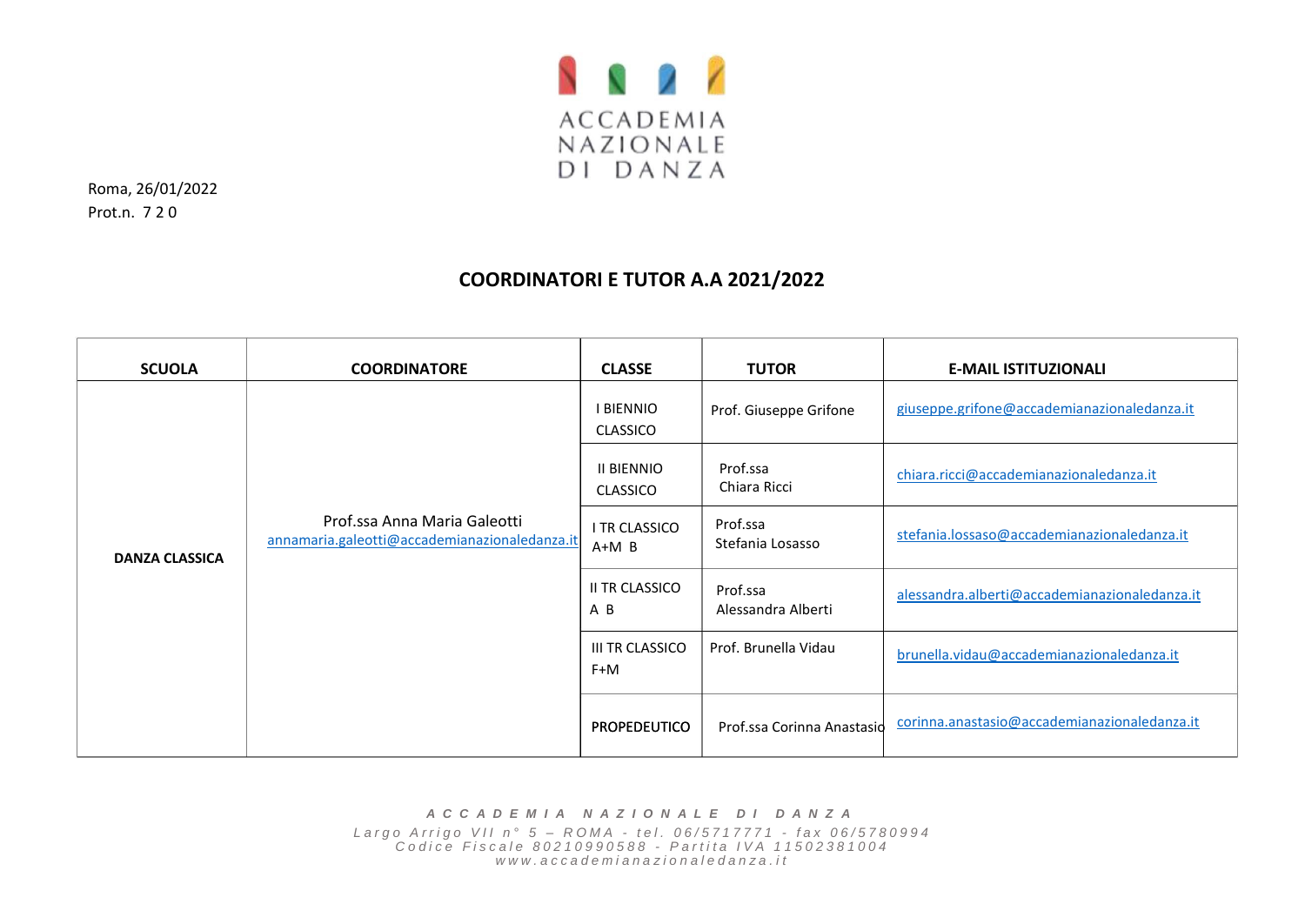ACCADEMIA NAZIONALE DI DANZA

Roma, 26/01/2022
Prot.n. 7 2 0

## COORDINATORI E TUTOR A.A 2021/2022

| SCUOLA | COORDINATORE | CLASSE | TUTOR | E-MAIL ISTITUZIONALI |
|---|---|---|---|---|
| DANZA CLASSICA | Prof.ssa Anna Maria Galeotti annamaria.galeotti@accademianazionaledanza.it | I BIENNIO CLASSICO | Prof. Giuseppe Grifone | giuseppe.grifone@accademianazionaledanza.it |
| | | II BIENNIO CLASSICO | Prof.ssa Chiara Ricci | chiara.ricci@accademianazionaledanza.it |
| | | I TR CLASSICO A+M B | Prof.ssa Stefania Losasso | stefania.lossaso@accademianazionaledanza.it |
| | | II TR CLASSICO A B | Prof.ssa Alessandra Alberti | alessandra.alberti@accademianazionaledanza.it |
| | | III TR CLASSICO F+M | Prof. Brunella Vidau | brunella.vidau@accademianazionaledanza.it |
| | | PROPEDEUTICO | Prof.ssa Corinna Anastasio | corinna.anastasio@accademianazionaledanza.it |

*ACCADEMIA NAZIONALE DI DANZA*
*Largo Arrigo VII n° 5 – ROMA - tel. 06/5717771 - fax 06/5780994*
*Codice Fiscale 80210990588 - Partita IVA 11502381004*
*www.accademianazionaledanza.it*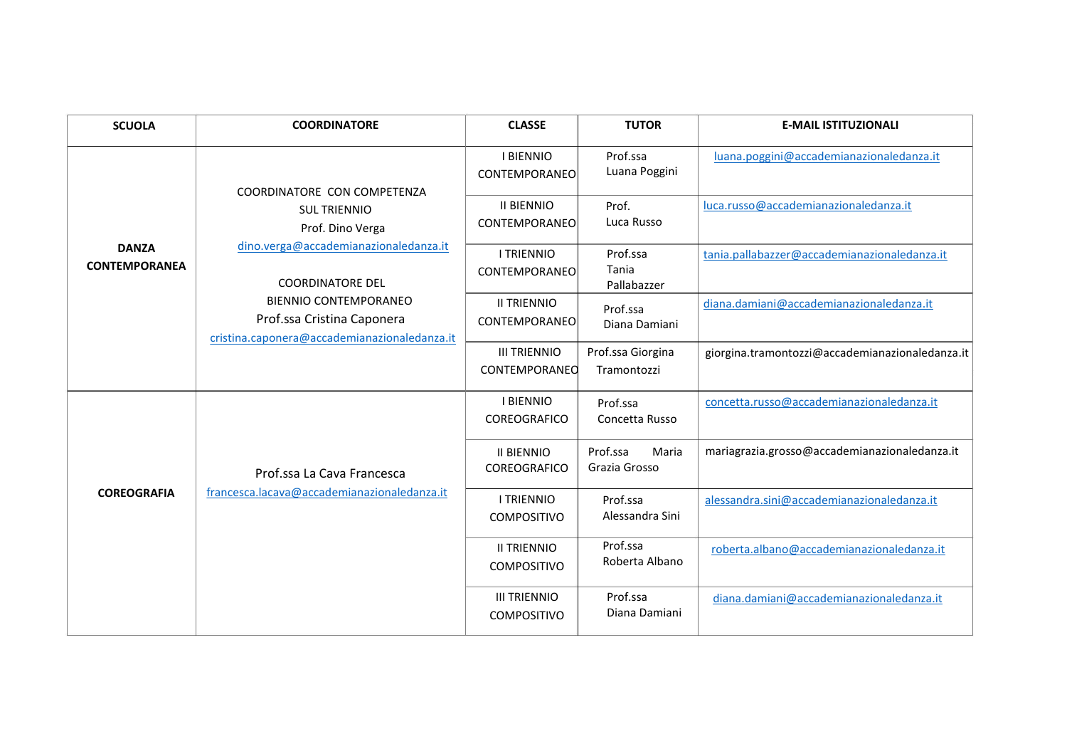| SCUOLA | COORDINATORE | CLASSE | TUTOR | E-MAIL ISTITUZIONALI |
|---|---|---|---|---|
| **DANZA CONTEMPORANEA** | COORDINATORE CON COMPETENZA SUL TRIENNIO Prof. Dino Verga dino.verga@accademianazionaledanza.it<br><br>COORDINATORE DEL BIENNIO CONTEMPORANEO Prof.ssa Cristina Caponera cristina.caponera@accademianazionaledanza.it | I BIENNIO CONTEMPORANEO | Prof.ssa Luana Poggini | luana.poggini@accademianazionaledanza.it |
| | | II BIENNIO CONTEMPORANEO | Prof. Luca Russo | luca.russo@accademianazionaledanza.it |
| | | I TRIENNIO CONTEMPORANEO | Prof.ssa Tania Pallabazzer | tania.pallabazzer@accademianazionaledanza.it |
| | | II TRIENNIO CONTEMPORANEO | Prof.ssa Diana Damiani | diana.damiani@accademianazionaledanza.it |
| | | III TRIENNIO CONTEMPORANEO | Prof.ssa Giorgina Tramontozzi | giorgina.tramontozzi@accademianazionaledanza.it |
| **COREOGRAFIA** | Prof.ssa La Cava Francesca francesca.lacava@accademianazionaledanza.it | I BIENNIO COREOGRAFICO | Prof.ssa Concetta Russo | concetta.russo@accademianazionaledanza.it |
| | | II BIENNIO COREOGRAFICO | Prof.ssa Maria Grazia Grosso | mariagrazia.grosso@accademianazionaledanza.it |
| | | I TRIENNIO COMPOSITIVO | Prof.ssa Alessandra Sini | alessandra.sini@accademianazionaledanza.it |
| | | II TRIENNIO COMPOSITIVO | Prof.ssa Roberta Albano | roberta.albano@accademianazionaledanza.it |
| | | III TRIENNIO COMPOSITIVO | Prof.ssa Diana Damiani | diana.damiani@accademianazionaledanza.it |